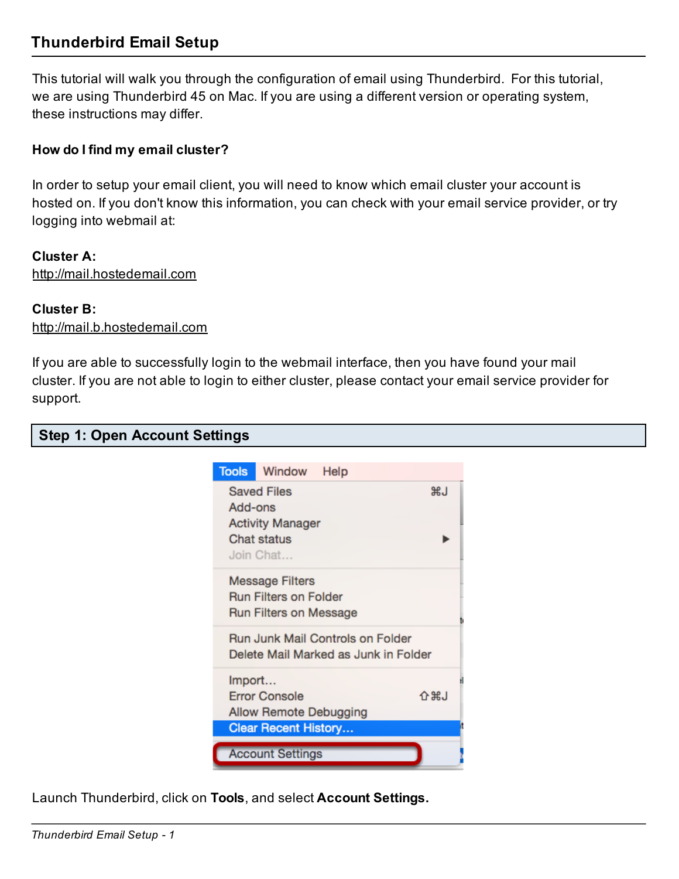# Thunderbird Email Setup

This tutorial will walk you through the configuration of email using Thunderbird. For this tutorial, we are using Thunderbird 45 on Mac. If you are using a different version or operating system, these instructions may differ.

**How do I find my email cluster?**

In order to setup your email client, you will need to know which email cluster your account is hosted on. If you don't know this information, you can check with your email service provider, or try logging into webmail at:

**Cluster A:**
http://mail.hostedemail.com

**Cluster B:**
http://mail.b.hostedemail.com

If you are able to successfully login to the webmail interface, then you have found your mail cluster. If you are not able to login to either cluster, please contact your email service provider for support.

## Step 1: Open Account Settings

Launch Thunderbird, click on **Tools**, and select **Account Settings.**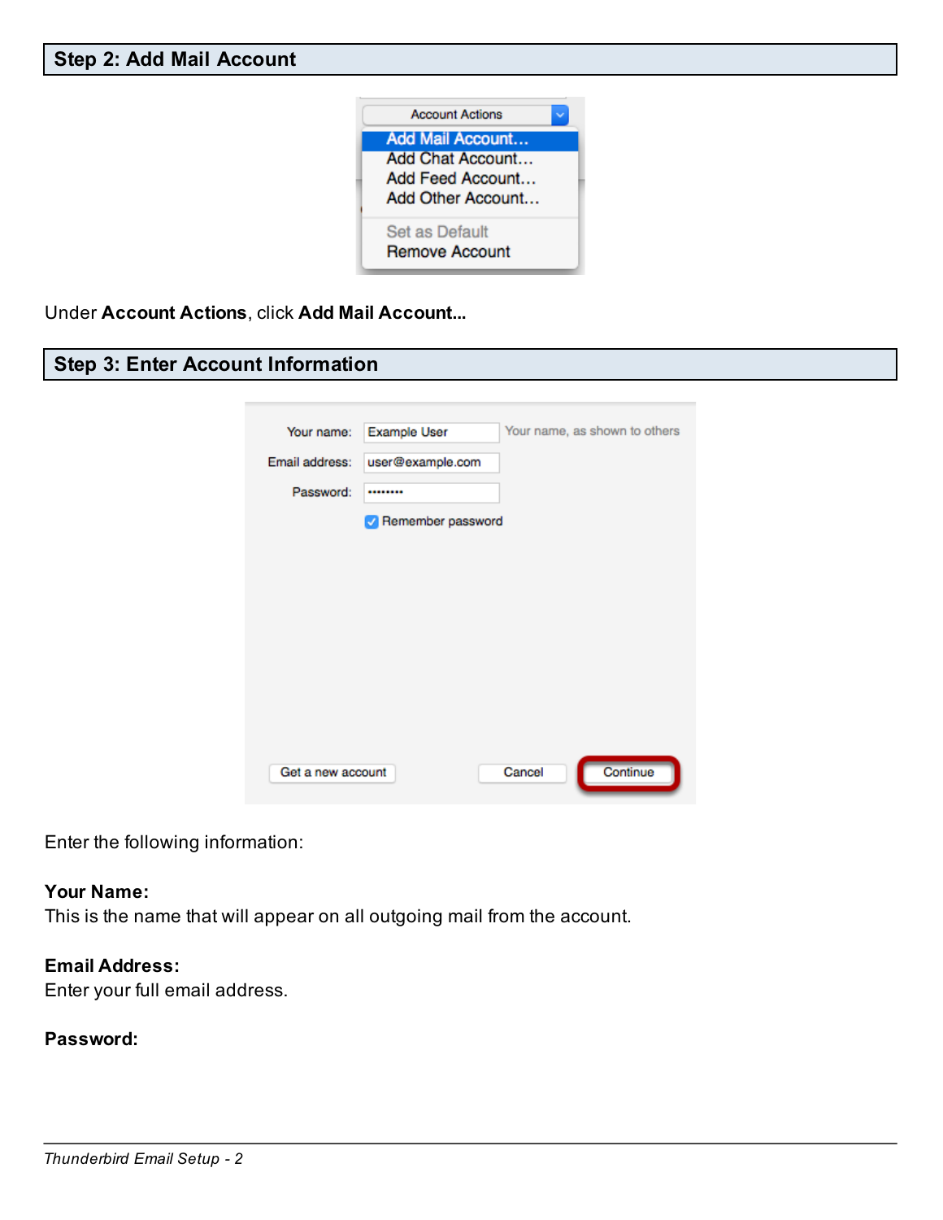## Step 2: Add Mail Account

Under **Account Actions**, click **Add Mail Account...**

## Step 3: Enter Account Information

Enter the following information:

**Your Name:**
This is the name that will appear on all outgoing mail from the account.

**Email Address:**
Enter your full email address.

**Password:**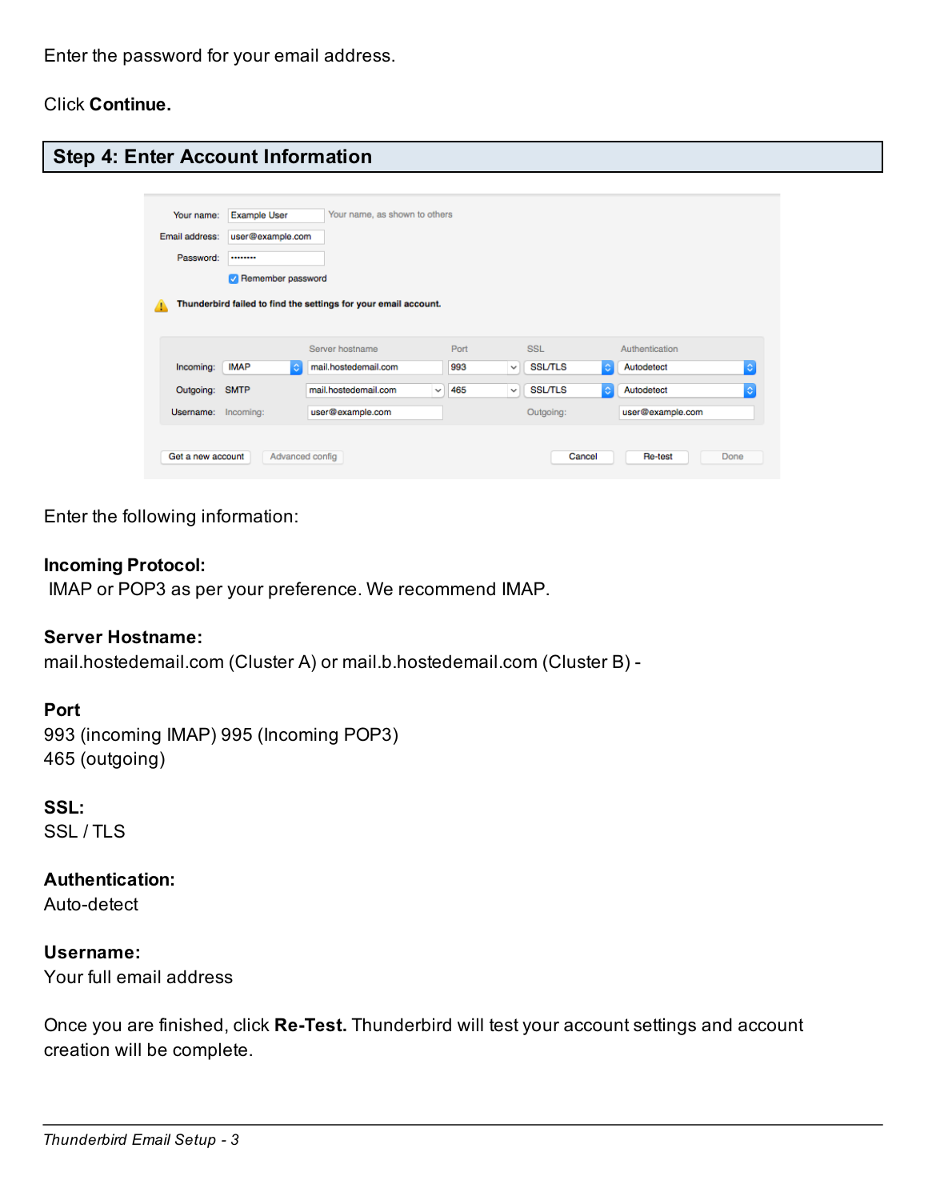Enter the password for your email address.

Click **Continue.**

## Step 4: Enter Account Information

Enter the following information:

**Incoming Protocol:**
IMAP or POP3 as per your preference. We recommend IMAP.

**Server Hostname:**
mail.hostedemail.com (Cluster A) or mail.b.hostedemail.com (Cluster B) -

**Port**
993 (incoming IMAP) 995 (Incoming POP3)
465 (outgoing)

**SSL:**
SSL / TLS

**Authentication:**
Auto-detect

**Username:**
Your full email address

Once you are finished, click **Re-Test.** Thunderbird will test your account settings and account creation will be complete.